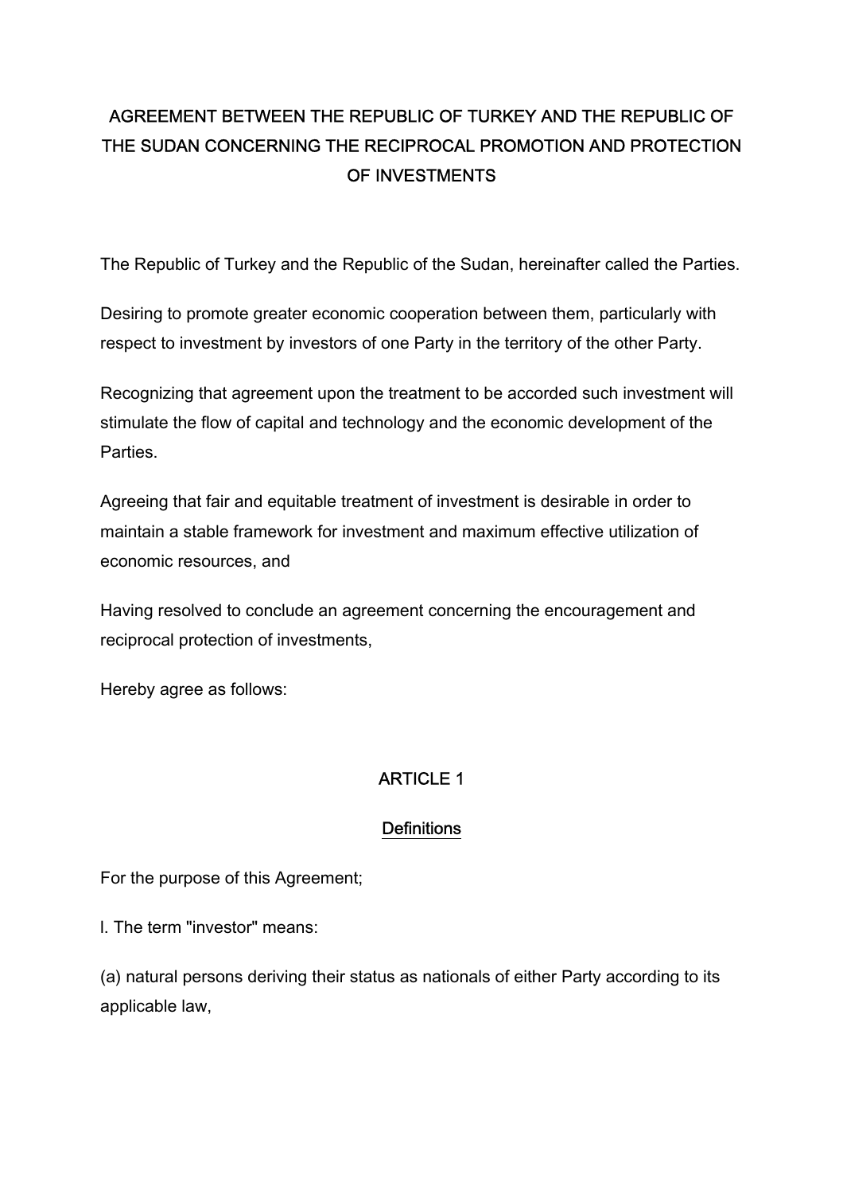# AGREEMENT BETWEEN THE REPUBLIC OF TURKEY AND THE REPUBLIC OF THE SUDAN CONCERNING THE RECIPROCAL PROMOTION AND PROTECTION OF INVESTMENTS

The Republic of Turkey and the Republic of the Sudan, hereinafter called the Parties.

Desiring to promote greater economic cooperation between them, particularly with respect to investment by investors of one Party in the territory of the other Party.

Recognizing that agreement upon the treatment to be accorded such investment will stimulate the flow of capital and technology and the economic development of the Parties.

Agreeing that fair and equitable treatment of investment is desirable in order to maintain a stable framework for investment and maximum effective utilization of economic resources, and

Having resolved to conclude an agreement concerning the encouragement and reciprocal protection of investments,

Hereby agree as follows:

## ARTICLE 1

### Definitions

For the purpose of this Agreement;

l. The term "investor" means:

(a) natural persons deriving their status as nationals of either Party according to its applicable law,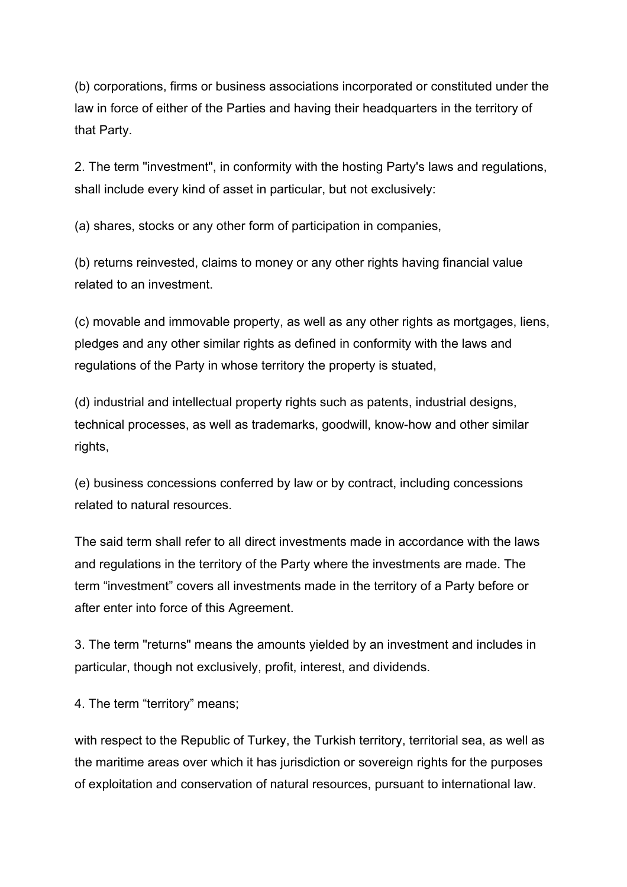(b) corporations, firms or business associations incorporated or constituted under the law in force of either of the Parties and having their headquarters in the territory of that Party.

2. The term "investment", in conformity with the hosting Party's laws and regulations, shall include every kind of asset in particular, but not exclusively:

(a) shares, stocks or any other form of participation in companies,

(b) returns reinvested, claims to money or any other rights having financial value related to an investment.

(c) movable and immovable property, as well as any other rights as mortgages, liens, pledges and any other similar rights as defined in conformity with the laws and regulations of the Party in whose territory the property is stuated,

(d) industrial and intellectual property rights such as patents, industrial designs, technical processes, as well as trademarks, goodwill, know-how and other similar rights,

(e) business concessions conferred by law or by contract, including concessions related to natural resources.

The said term shall refer to all direct investments made in accordance with the laws and regulations in the territory of the Party where the investments are made. The term “investment” covers all investments made in the territory of a Party before or after enter into force of this Agreement.

3. The term "returns" means the amounts yielded by an investment and includes in particular, though not exclusively, profit, interest, and dividends.

4. The term “territory” means;

with respect to the Republic of Turkey, the Turkish territory, territorial sea, as well as the maritime areas over which it has jurisdiction or sovereign rights for the purposes of exploitation and conservation of natural resources, pursuant to international law.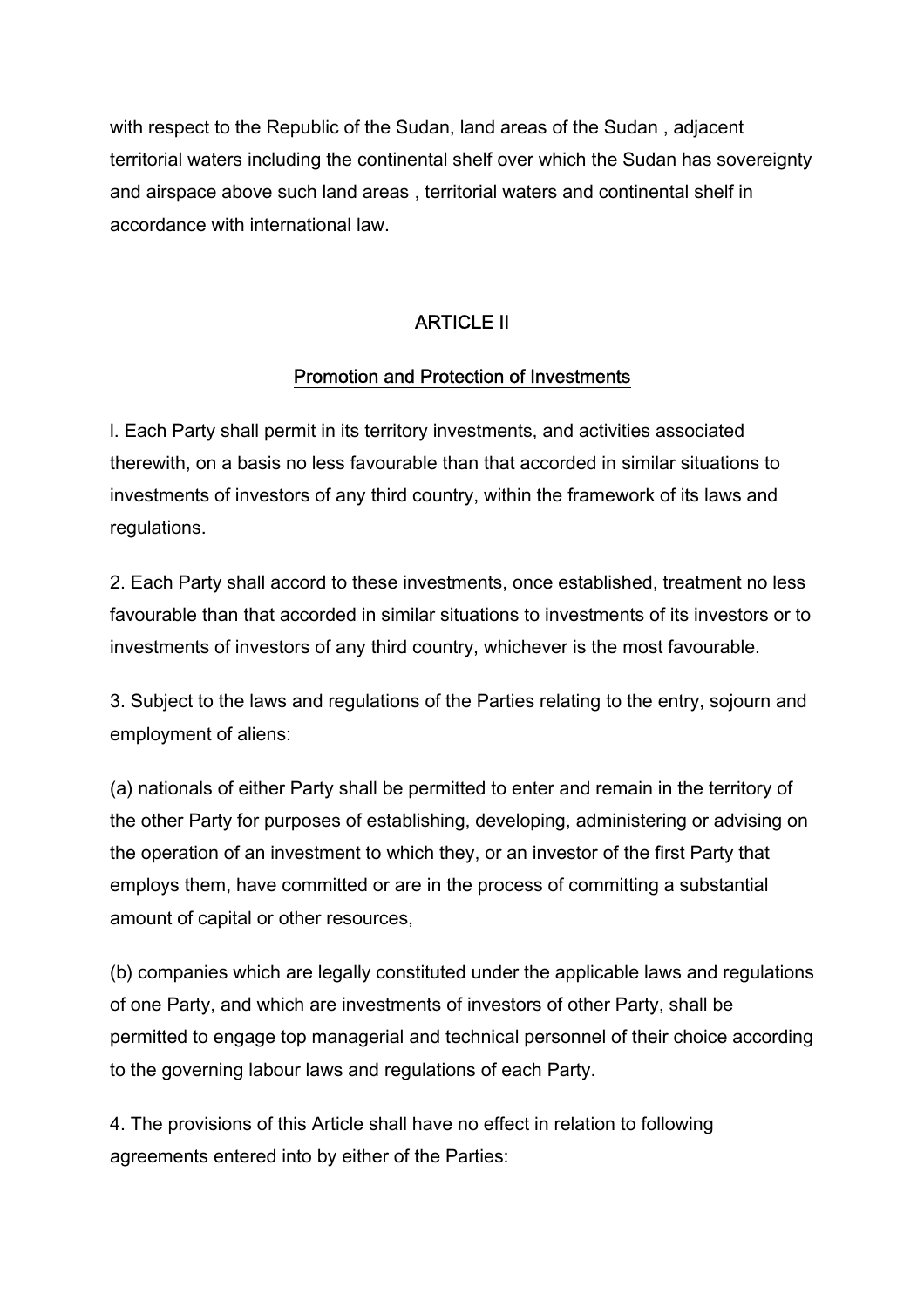with respect to the Republic of the Sudan, land areas of the Sudan , adjacent territorial waters including the continental shelf over which the Sudan has sovereignty and airspace above such land areas , territorial waters and continental shelf in accordance with international law.

## ARTICLE II

## Promotion and Protection of Investments

l. Each Party shall permit in its territory investments, and activities associated therewith, on a basis no less favourable than that accorded in similar situations to investments of investors of any third country, within the framework of its laws and regulations.

2. Each Party shall accord to these investments, once established, treatment no less favourable than that accorded in similar situations to investments of its investors or to investments of investors of any third country, whichever is the most favourable.

3. Subject to the laws and regulations of the Parties relating to the entry, sojourn and employment of aliens:

(a) nationals of either Party shall be permitted to enter and remain in the territory of the other Party for purposes of establishing, developing, administering or advising on the operation of an investment to which they, or an investor of the first Party that employs them, have committed or are in the process of committing a substantial amount of capital or other resources,

(b) companies which are legally constituted under the applicable laws and regulations of one Party, and which are investments of investors of other Party, shall be permitted to engage top managerial and technical personnel of their choice according to the governing labour laws and regulations of each Party.

4. The provisions of this Article shall have no effect in relation to following agreements entered into by either of the Parties: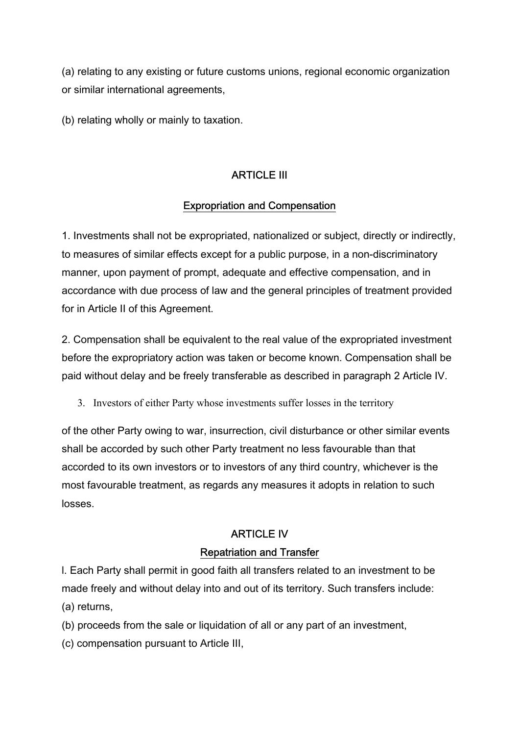(a) relating to any existing or future customs unions, regional economic organization or similar international agreements,

(b) relating wholly or mainly to taxation.

## ARTICLE III

## Expropriation and Compensation

1. Investments shall not be expropriated, nationalized or subject, directly or indirectly, to measures of similar effects except for a public purpose, in a non-discriminatory manner, upon payment of prompt, adequate and effective compensation, and in accordance with due process of law and the general principles of treatment provided for in Article II of this Agreement.

2. Compensation shall be equivalent to the real value of the expropriated investment before the expropriatory action was taken or become known. Compensation shall be paid without delay and be freely transferable as described in paragraph 2 Article IV.

3. Investors of either Party whose investments suffer losses in the territory of the other Party owing to war, insurrection, civil disturbance or other similar events shall be accorded by such other Party treatment no less favourable than that accorded to its own investors or to investors of any third country, whichever is the most favourable treatment, as regards any measures it adopts in relation to such losses.

## ARTICLE IV

## Repatriation and Transfer

l. Each Party shall permit in good faith all transfers related to an investment to be made freely and without delay into and out of its territory. Such transfers include:

(a) returns,

(b) proceeds from the sale or liquidation of all or any part of an investment,

(c) compensation pursuant to Article III,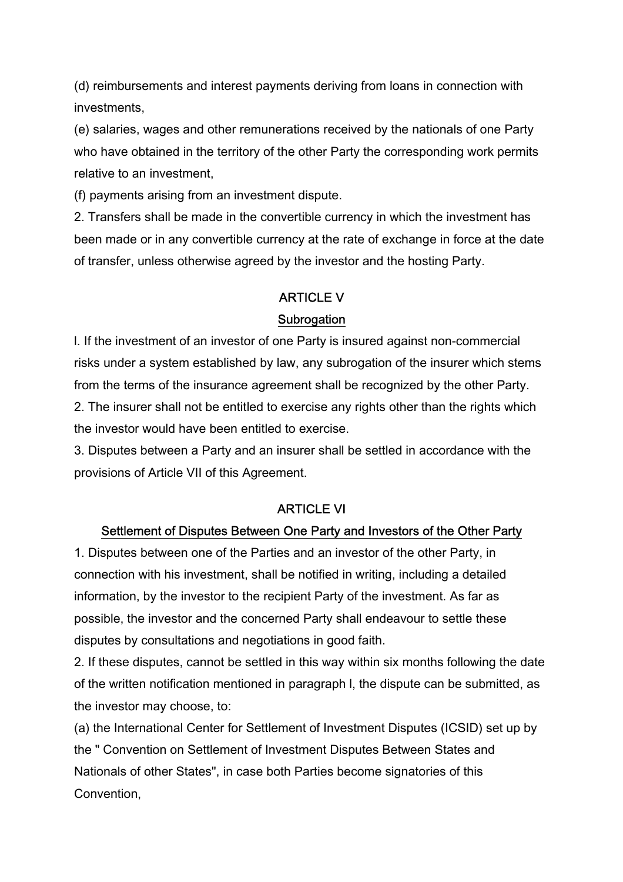(d) reimbursements and interest payments deriving from loans in connection with investments,

(e) salaries, wages and other remunerations received by the nationals of one Party who have obtained in the territory of the other Party the corresponding work permits relative to an investment,

(f) payments arising from an investment dispute.

2. Transfers shall be made in the convertible currency in which the investment has been made or in any convertible currency at the rate of exchange in force at the date of transfer, unless otherwise agreed by the investor and the hosting Party.

## ARTICLE V

### Subrogation

l. If the investment of an investor of one Party is insured against non-commercial risks under a system established by law, any subrogation of the insurer which stems from the terms of the insurance agreement shall be recognized by the other Party.

2. The insurer shall not be entitled to exercise any rights other than the rights which the investor would have been entitled to exercise.

3. Disputes between a Party and an insurer shall be settled in accordance with the provisions of Article VII of this Agreement.

## ARTICLE VI

### Settlement of Disputes Between One Party and Investors of the Other Party

1. Disputes between one of the Parties and an investor of the other Party, in connection with his investment, shall be notified in writing, including a detailed information, by the investor to the recipient Party of the investment. As far as possible, the investor and the concerned Party shall endeavour to settle these disputes by consultations and negotiations in good faith.

2. If these disputes, cannot be settled in this way within six months following the date of the written notification mentioned in paragraph l, the dispute can be submitted, as the investor may choose, to:

(a) the International Center for Settlement of Investment Disputes (ICSID) set up by the " Convention on Settlement of Investment Disputes Between States and Nationals of other States", in case both Parties become signatories of this Convention,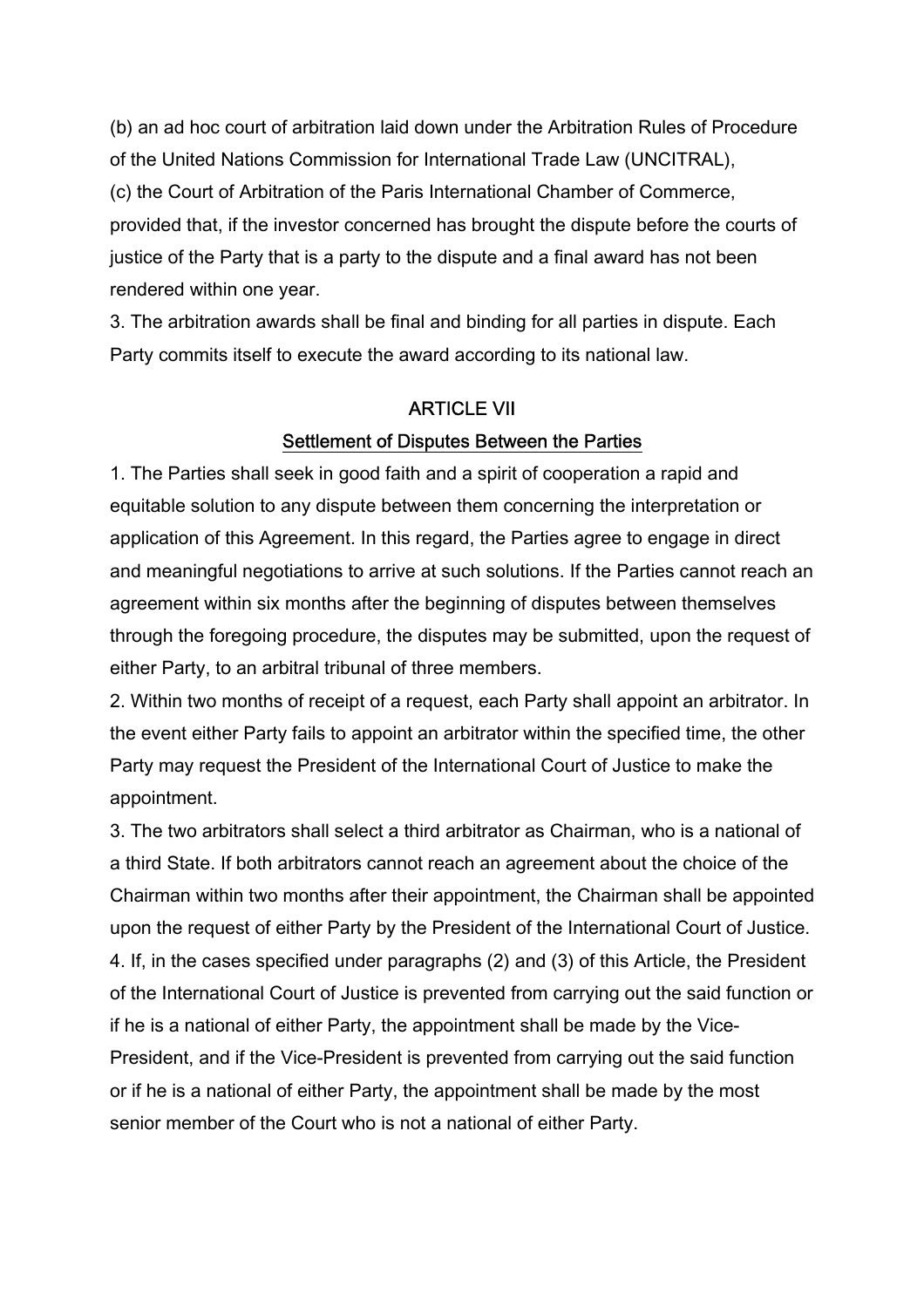(b) an ad hoc court of arbitration laid down under the Arbitration Rules of Procedure of the United Nations Commission for International Trade Law (UNCITRAL),

(c) the Court of Arbitration of the Paris International Chamber of Commerce,

provided that, if the investor concerned has brought the dispute before the courts of justice of the Party that is a party to the dispute and a final award has not been rendered within one year.

3. The arbitration awards shall be final and binding for all parties in dispute. Each Party commits itself to execute the award according to its national law.

## ARTICLE VII

### Settlement of Disputes Between the Parties

1. The Parties shall seek in good faith and a spirit of cooperation a rapid and equitable solution to any dispute between them concerning the interpretation or application of this Agreement. In this regard, the Parties agree to engage in direct and meaningful negotiations to arrive at such solutions. If the Parties cannot reach an agreement within six months after the beginning of disputes between themselves through the foregoing procedure, the disputes may be submitted, upon the request of either Party, to an arbitral tribunal of three members.

2. Within two months of receipt of a request, each Party shall appoint an arbitrator. In the event either Party fails to appoint an arbitrator within the specified time, the other Party may request the President of the International Court of Justice to make the appointment.

3. The two arbitrators shall select a third arbitrator as Chairman, who is a national of a third State. If both arbitrators cannot reach an agreement about the choice of the Chairman within two months after their appointment, the Chairman shall be appointed upon the request of either Party by the President of the International Court of Justice.

4. If, in the cases specified under paragraphs (2) and (3) of this Article, the President of the International Court of Justice is prevented from carrying out the said function or if he is a national of either Party, the appointment shall be made by the Vice-President, and if the Vice-President is prevented from carrying out the said function or if he is a national of either Party, the appointment shall be made by the most senior member of the Court who is not a national of either Party.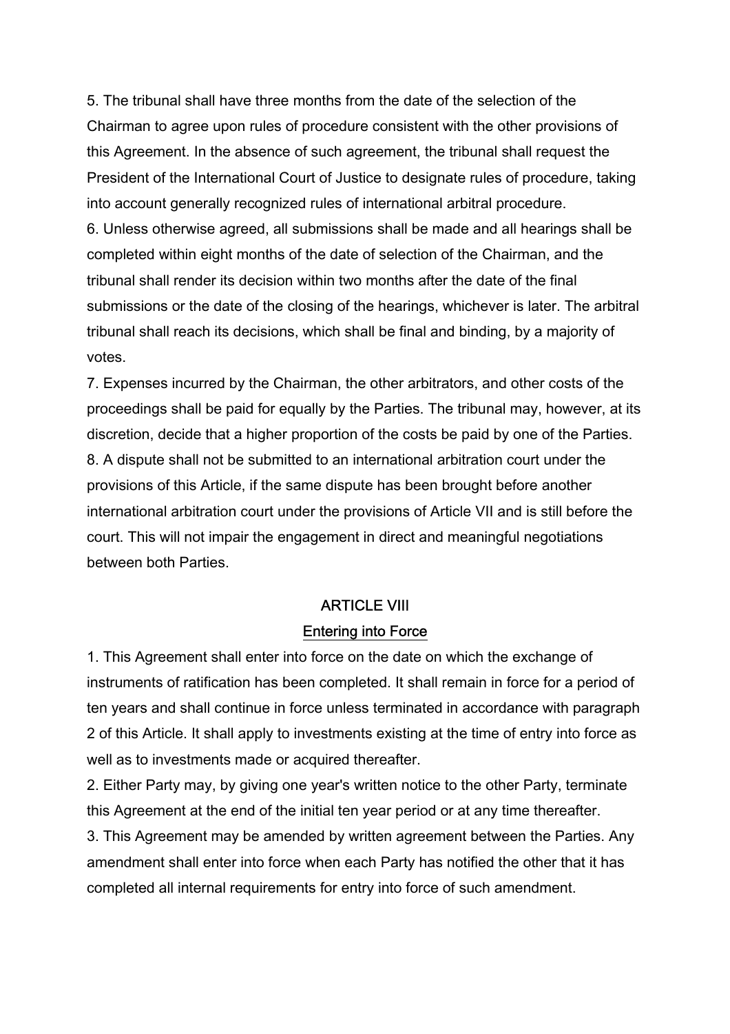5. The tribunal shall have three months from the date of the selection of the Chairman to agree upon rules of procedure consistent with the other provisions of this Agreement. In the absence of such agreement, the tribunal shall request the President of the International Court of Justice to designate rules of procedure, taking into account generally recognized rules of international arbitral procedure.

6. Unless otherwise agreed, all submissions shall be made and all hearings shall be completed within eight months of the date of selection of the Chairman, and the tribunal shall render its decision within two months after the date of the final submissions or the date of the closing of the hearings, whichever is later. The arbitral tribunal shall reach its decisions, which shall be final and binding, by a majority of votes.

7. Expenses incurred by the Chairman, the other arbitrators, and other costs of the proceedings shall be paid for equally by the Parties. The tribunal may, however, at its discretion, decide that a higher proportion of the costs be paid by one of the Parties.

8. A dispute shall not be submitted to an international arbitration court under the provisions of this Article, if the same dispute has been brought before another international arbitration court under the provisions of Article VII and is still before the court. This will not impair the engagement in direct and meaningful negotiations between both Parties.

## ARTICLE VIII

### Entering into Force

1. This Agreement shall enter into force on the date on which the exchange of instruments of ratification has been completed. It shall remain in force for a period of ten years and shall continue in force unless terminated in accordance with paragraph 2 of this Article. It shall apply to investments existing at the time of entry into force as well as to investments made or acquired thereafter.

2. Either Party may, by giving one year's written notice to the other Party, terminate this Agreement at the end of the initial ten year period or at any time thereafter.

3. This Agreement may be amended by written agreement between the Parties. Any amendment shall enter into force when each Party has notified the other that it has completed all internal requirements for entry into force of such amendment.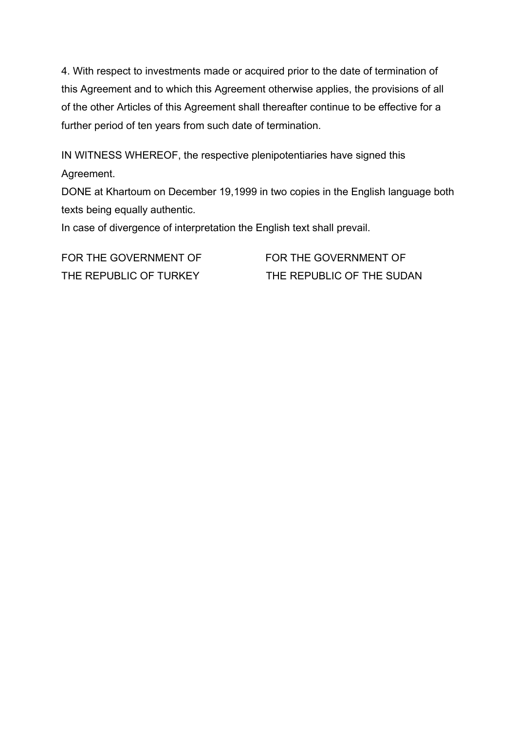4. With respect to investments made or acquired prior to the date of termination of this Agreement and to which this Agreement otherwise applies, the provisions of all of the other Articles of this Agreement shall thereafter continue to be effective for a further period of ten years from such date of termination.

IN WITNESS WHEREOF, the respective plenipotentiaries have signed this Agreement.

DONE at Khartoum on December 19,1999 in two copies in the English language both texts being equally authentic.

In case of divergence of interpretation the English text shall prevail.

| | |
|---|---|
| FOR THE GOVERNMENT OF THE REPUBLIC OF TURKEY | FOR THE GOVERNMENT OF THE REPUBLIC OF THE SUDAN |